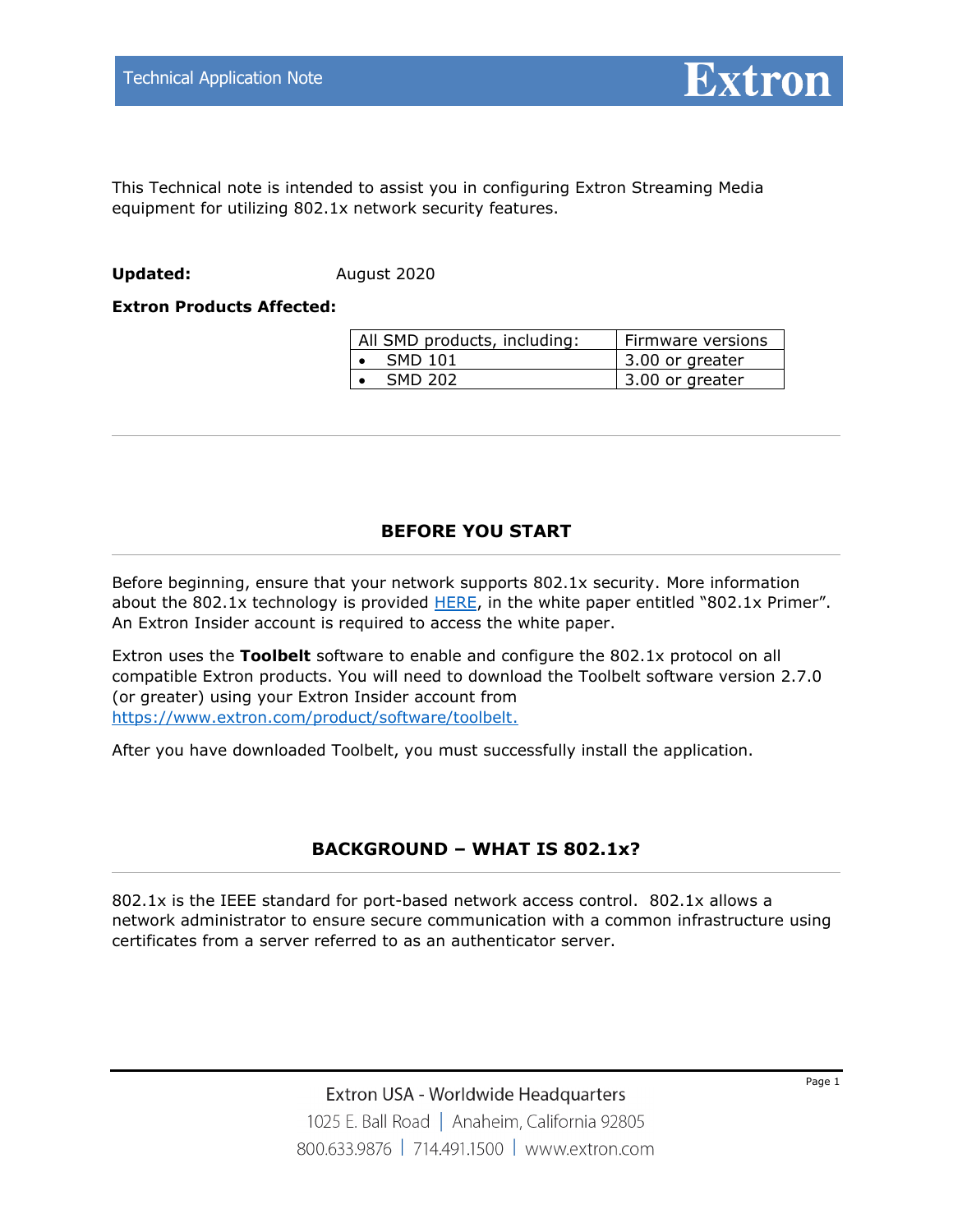Technical Application Note

This Technical note is intended to assist you in configuring Extron Streaming Media equipment for utilizing 802.1x network security features.

**Updated:** August 2020

**Extron Products Affected:**

| All SMD products, including: | Firmware versions |
|---|---|
| • SMD 101 | 3.00 or greater |
| • SMD 202 | 3.00 or greater |

---

## BEFORE YOU START

Before beginning, ensure that your network supports 802.1x security. More information about the 802.1x technology is provided HERE, in the white paper entitled "802.1x Primer". An Extron Insider account is required to access the white paper.

Extron uses the **Toolbelt** software to enable and configure the 802.1x protocol on all compatible Extron products. You will need to download the Toolbelt software version 2.7.0 (or greater) using your Extron Insider account from https://www.extron.com/product/software/toolbelt.

After you have downloaded Toolbelt, you must successfully install the application.

## BACKGROUND – WHAT IS 802.1x?

802.1x is the IEEE standard for port-based network access control. 802.1x allows a network administrator to ensure secure communication with a common infrastructure using certificates from a server referred to as an authenticator server.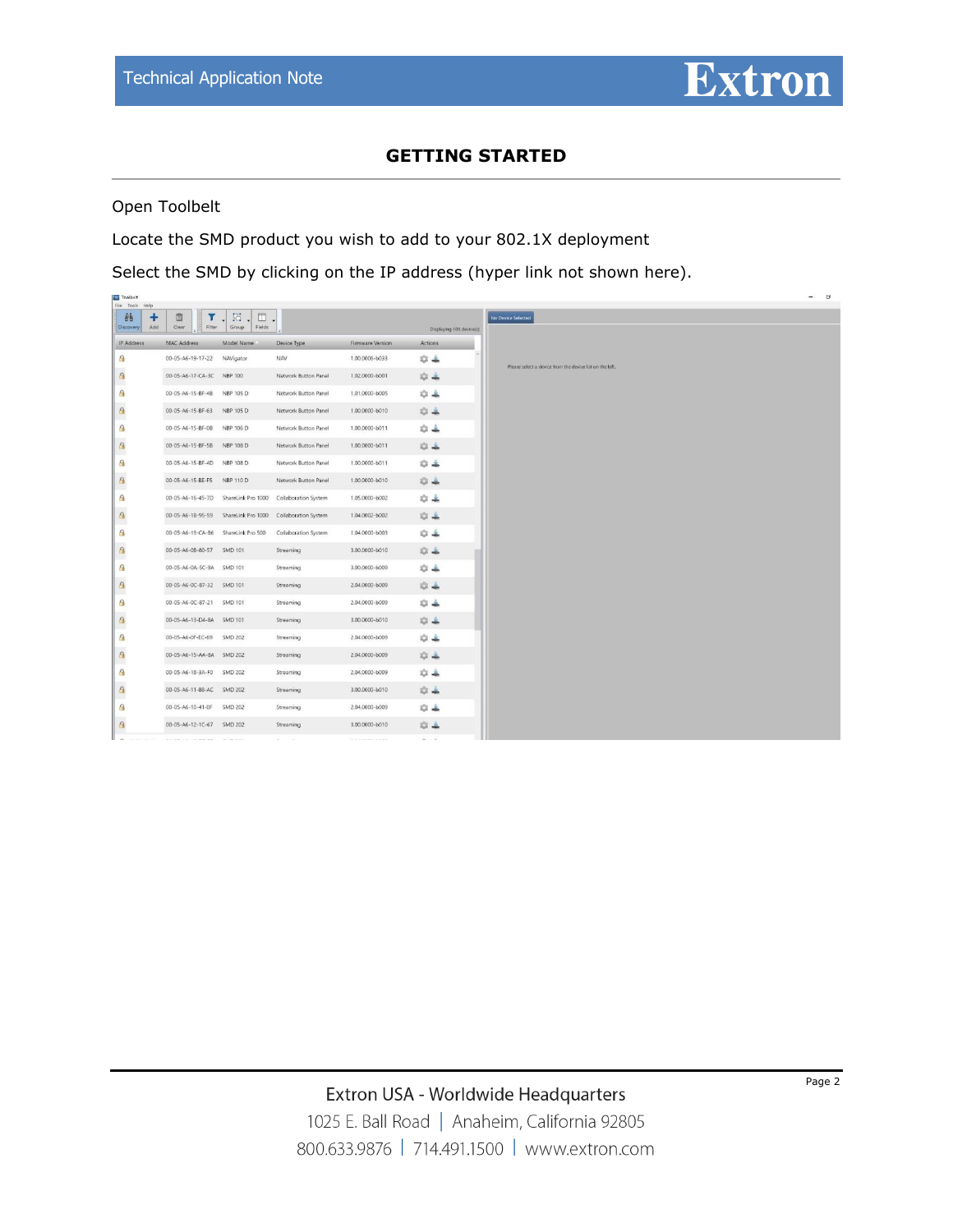## GETTING STARTED

Open Toolbelt

Locate the SMD product you wish to add to your 802.1X deployment

Select the SMD by clicking on the IP address (hyper link not shown here).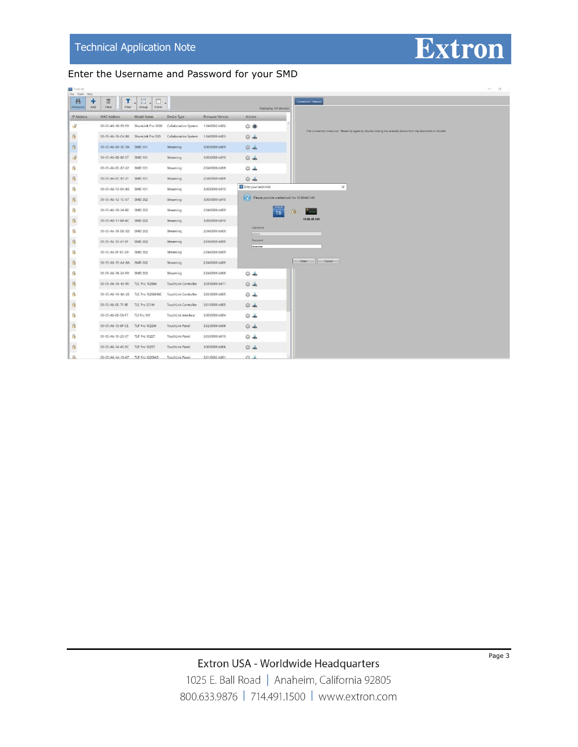Enter the Username and Password for your SMD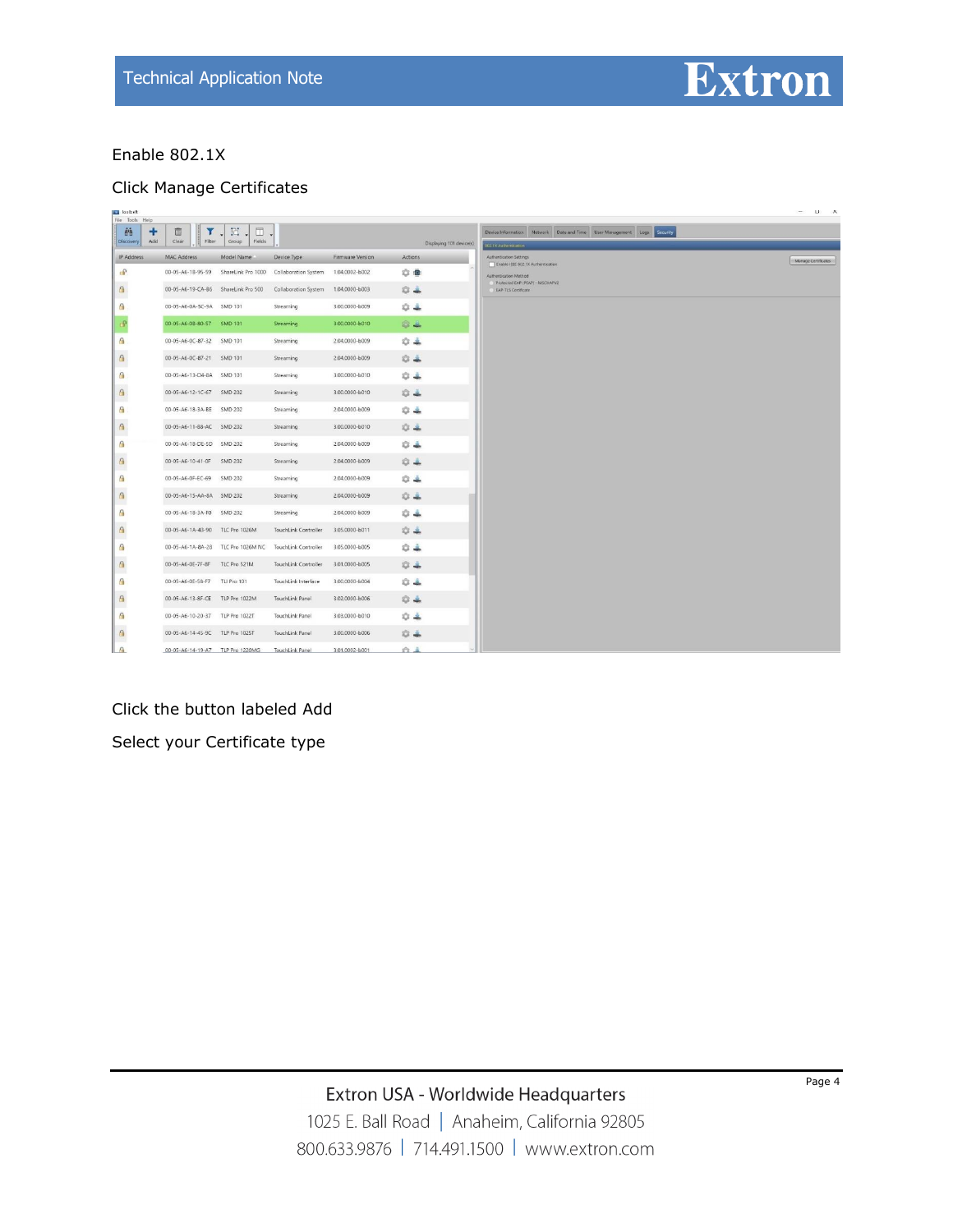Enable 802.1X

Click Manage Certificates

Click the button labeled Add

Select your Certificate type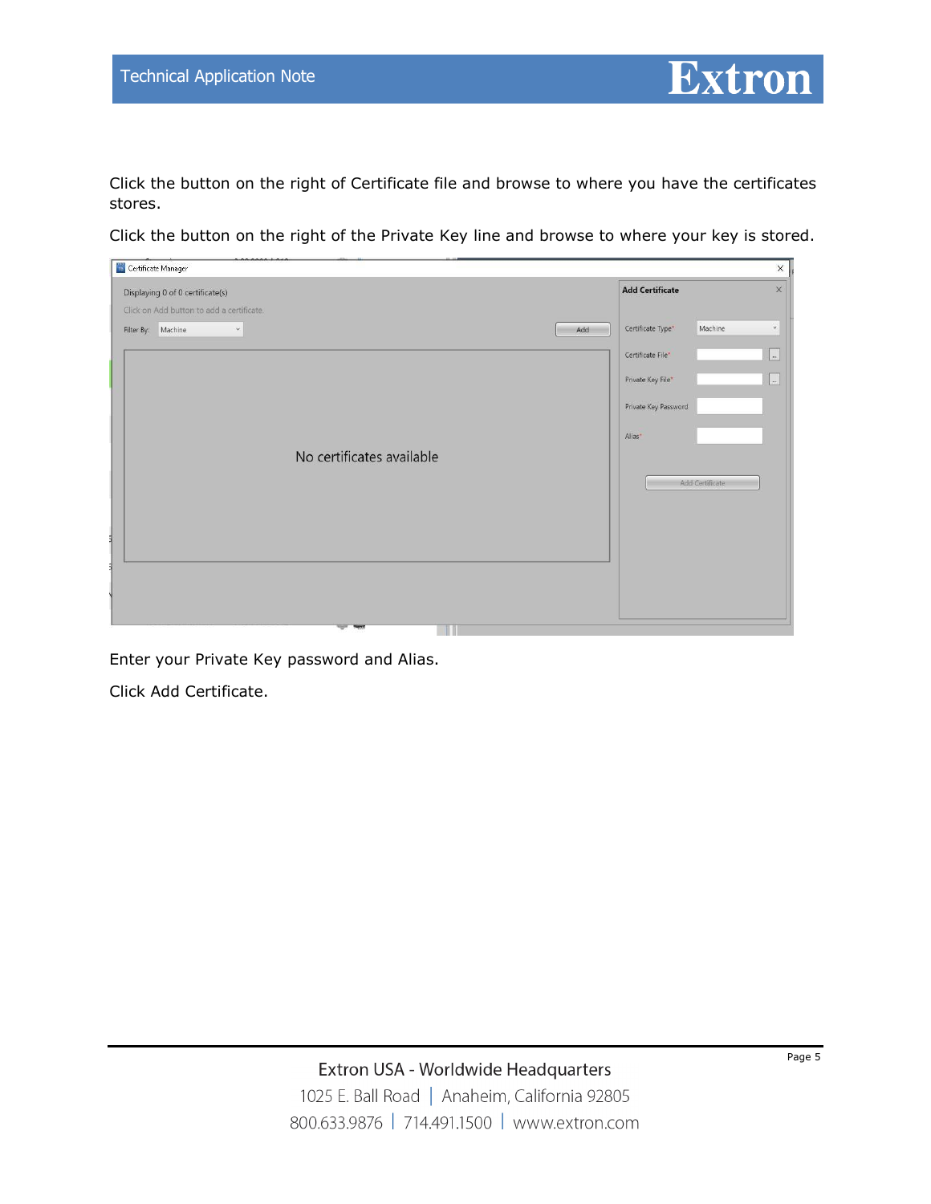Click the button on the right of Certificate file and browse to where you have the certificates stores.

Click the button on the right of the Private Key line and browse to where your key is stored.

Enter your Private Key password and Alias.

Click Add Certificate.